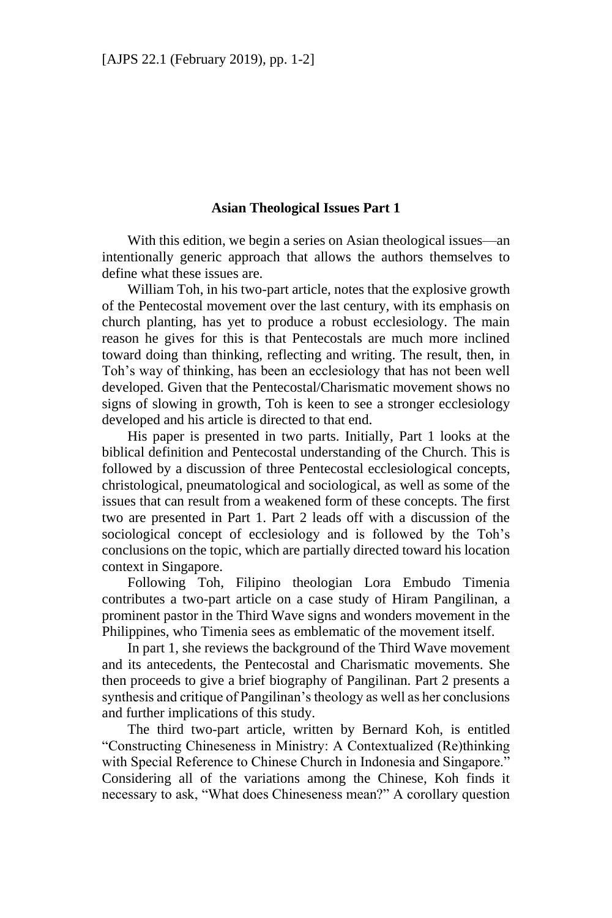## Asian Theological Issues Part 1

With this edition, we begin a series on Asian theological issues—an intentionally generic approach that allows the authors themselves to define what these issues are.

William Toh, in his two-part article, notes that the explosive growth of the Pentecostal movement over the last century, with its emphasis on church planting, has yet to produce a robust ecclesiology. The main reason he gives for this is that Pentecostals are much more inclined toward doing than thinking, reflecting and writing. The result, then, in Toh's way of thinking, has been an ecclesiology that has not been well developed. Given that the Pentecostal/Charismatic movement shows no signs of slowing in growth, Toh is keen to see a stronger ecclesiology developed and his article is directed to that end.

His paper is presented in two parts. Initially, Part 1 looks at the biblical definition and Pentecostal understanding of the Church. This is followed by a discussion of three Pentecostal ecclesiological concepts, christological, pneumatological and sociological, as well as some of the issues that can result from a weakened form of these concepts. The first two are presented in Part 1. Part 2 leads off with a discussion of the sociological concept of ecclesiology and is followed by the Toh's conclusions on the topic, which are partially directed toward his location context in Singapore.

Following Toh, Filipino theologian Lora Embudo Timenia contributes a two-part article on a case study of Hiram Pangilinan, a prominent pastor in the Third Wave signs and wonders movement in the Philippines, who Timenia sees as emblematic of the movement itself.

In part 1, she reviews the background of the Third Wave movement and its antecedents, the Pentecostal and Charismatic movements. She then proceeds to give a brief biography of Pangilinan. Part 2 presents a synthesis and critique of Pangilinan's theology as well as her conclusions and further implications of this study.

The third two-part article, written by Bernard Koh, is entitled "Constructing Chineseness in Ministry: A Contextualized (Re)thinking with Special Reference to Chinese Church in Indonesia and Singapore." Considering all of the variations among the Chinese, Koh finds it necessary to ask, "What does Chineseness mean?" A corollary question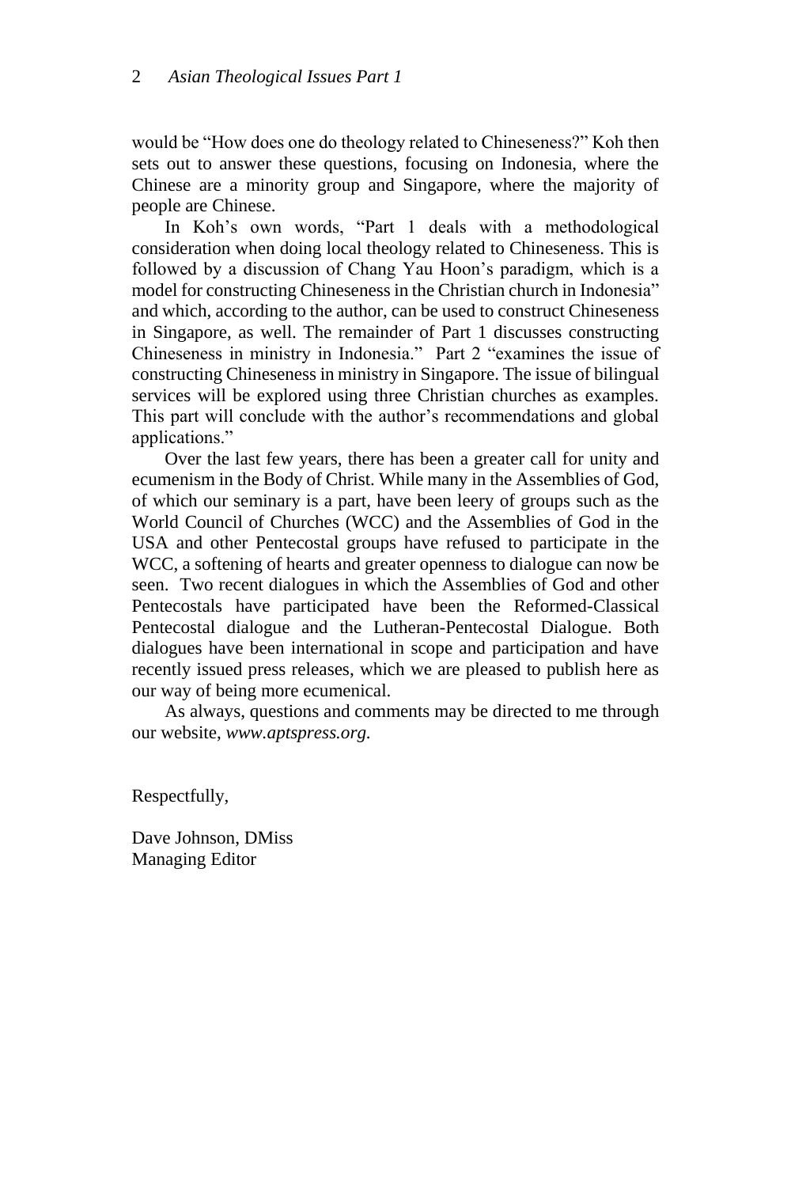would be “How does one do theology related to Chineseness?” Koh then sets out to answer these questions, focusing on Indonesia, where the Chinese are a minority group and Singapore, where the majority of people are Chinese.

In Koh’s own words, “Part 1 deals with a methodological consideration when doing local theology related to Chineseness. This is followed by a discussion of Chang Yau Hoon’s paradigm, which is a model for constructing Chineseness in the Christian church in Indonesia” and which, according to the author, can be used to construct Chineseness in Singapore, as well. The remainder of Part 1 discusses constructing Chineseness in ministry in Indonesia.” Part 2 “examines the issue of constructing Chineseness in ministry in Singapore. The issue of bilingual services will be explored using three Christian churches as examples. This part will conclude with the author’s recommendations and global applications.”

Over the last few years, there has been a greater call for unity and ecumenism in the Body of Christ. While many in the Assemblies of God, of which our seminary is a part, have been leery of groups such as the World Council of Churches (WCC) and the Assemblies of God in the USA and other Pentecostal groups have refused to participate in the WCC, a softening of hearts and greater openness to dialogue can now be seen. Two recent dialogues in which the Assemblies of God and other Pentecostals have participated have been the Reformed-Classical Pentecostal dialogue and the Lutheran-Pentecostal Dialogue. Both dialogues have been international in scope and participation and have recently issued press releases, which we are pleased to publish here as our way of being more ecumenical.

As always, questions and comments may be directed to me through our website, *www.aptspress.org.*

Respectfully,

Dave Johnson, DMiss
Managing Editor